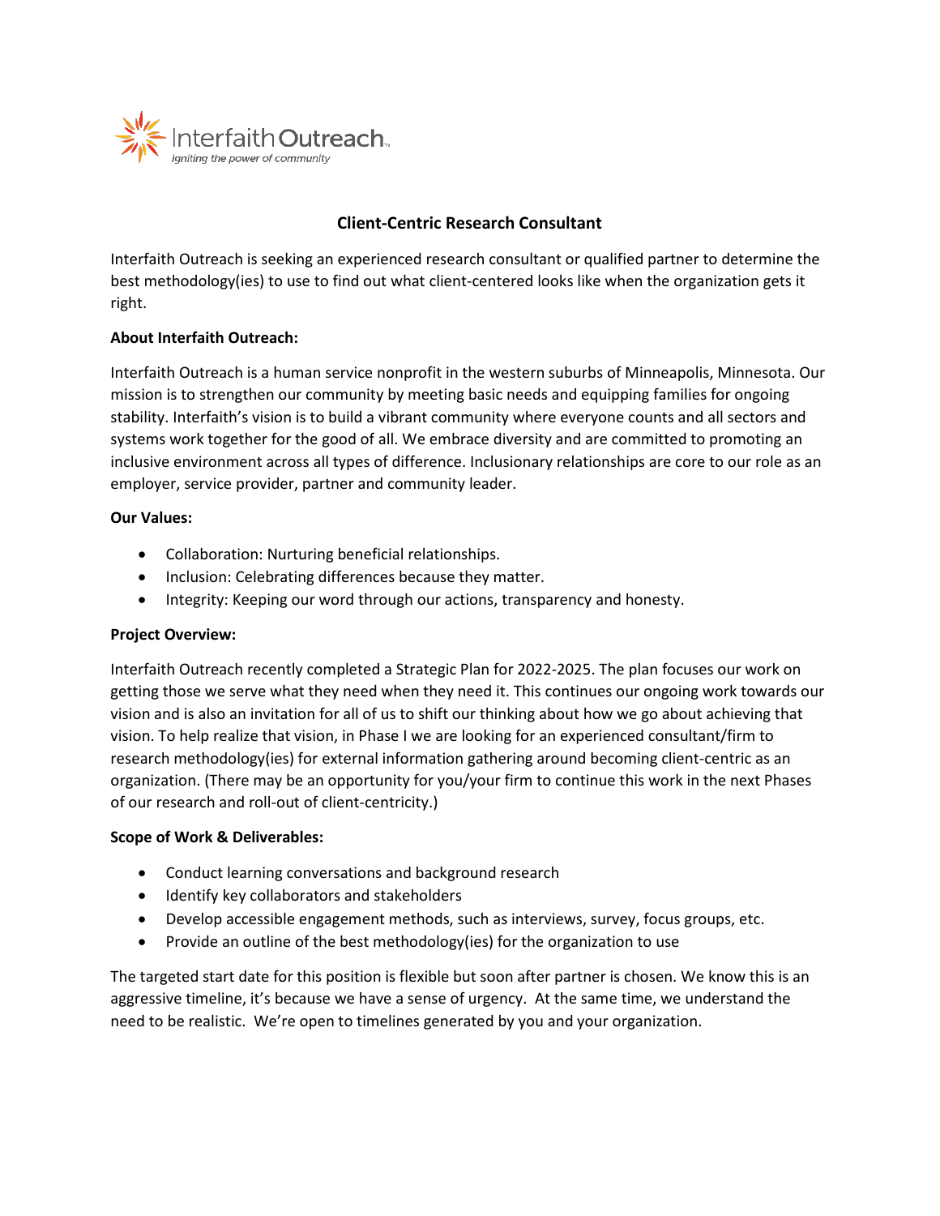Interfaith Outreach
*Igniting the power of community*

# Client-Centric Research Consultant

Interfaith Outreach is seeking an experienced research consultant or qualified partner to determine the best methodology(ies) to use to find out what client-centered looks like when the organization gets it right.

**About Interfaith Outreach:**

Interfaith Outreach is a human service nonprofit in the western suburbs of Minneapolis, Minnesota. Our mission is to strengthen our community by meeting basic needs and equipping families for ongoing stability. Interfaith's vision is to build a vibrant community where everyone counts and all sectors and systems work together for the good of all. We embrace diversity and are committed to promoting an inclusive environment across all types of difference. Inclusionary relationships are core to our role as an employer, service provider, partner and community leader.

**Our Values:**

- Collaboration: Nurturing beneficial relationships.
- Inclusion: Celebrating differences because they matter.
- Integrity: Keeping our word through our actions, transparency and honesty.

**Project Overview:**

Interfaith Outreach recently completed a Strategic Plan for 2022-2025. The plan focuses our work on getting those we serve what they need when they need it. This continues our ongoing work towards our vision and is also an invitation for all of us to shift our thinking about how we go about achieving that vision. To help realize that vision, in Phase I we are looking for an experienced consultant/firm to research methodology(ies) for external information gathering around becoming client-centric as an organization. (There may be an opportunity for you/your firm to continue this work in the next Phases of our research and roll-out of client-centricity.)

**Scope of Work & Deliverables:**

- Conduct learning conversations and background research
- Identify key collaborators and stakeholders
- Develop accessible engagement methods, such as interviews, survey, focus groups, etc.
- Provide an outline of the best methodology(ies) for the organization to use

The targeted start date for this position is flexible but soon after partner is chosen. We know this is an aggressive timeline, it's because we have a sense of urgency. At the same time, we understand the need to be realistic. We're open to timelines generated by you and your organization.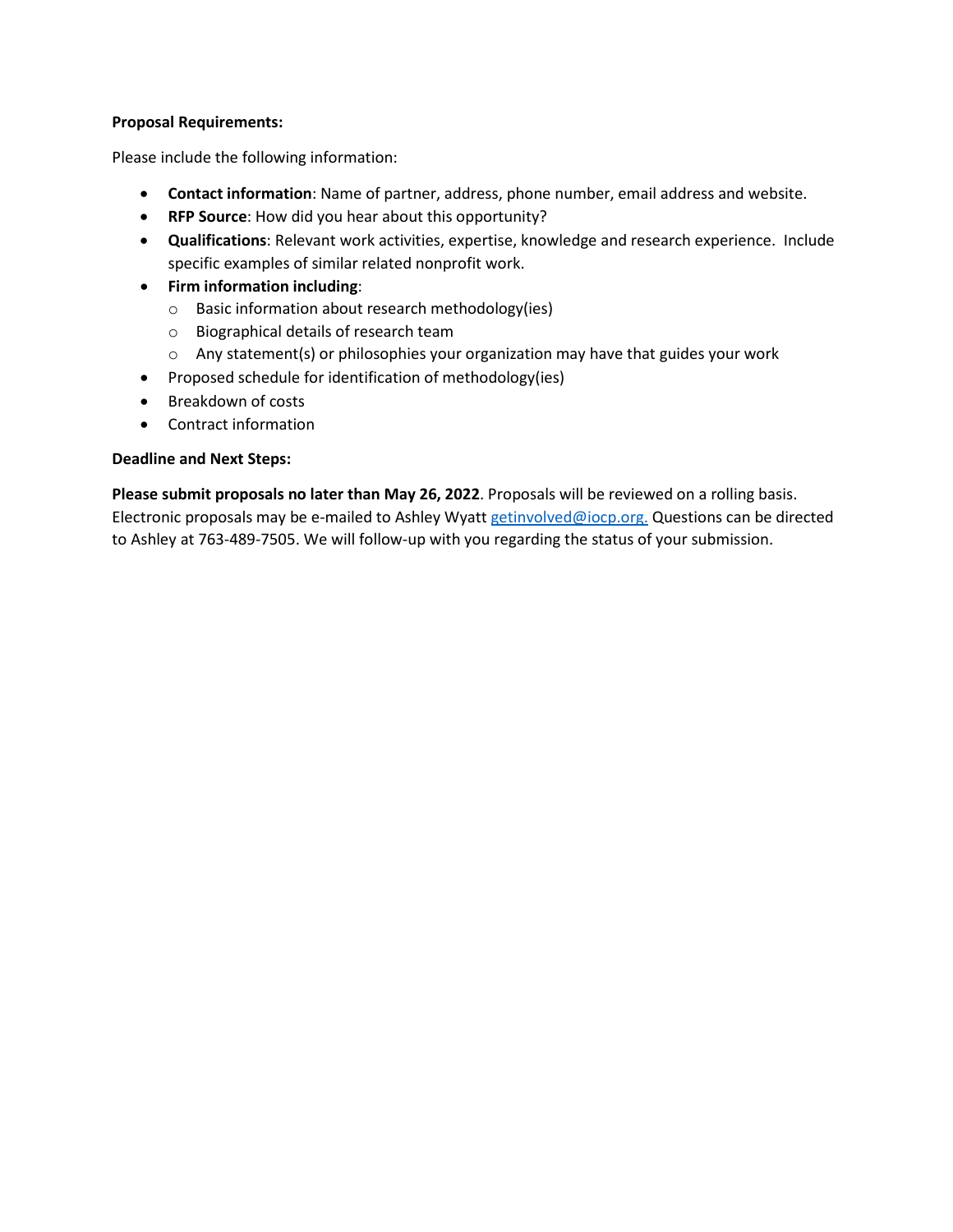**Proposal Requirements:**

Please include the following information:

- **Contact information**: Name of partner, address, phone number, email address and website.
- **RFP Source**: How did you hear about this opportunity?
- **Qualifications**: Relevant work activities, expertise, knowledge and research experience. Include specific examples of similar related nonprofit work.
- **Firm information including**:
  - Basic information about research methodology(ies)
  - Biographical details of research team
  - Any statement(s) or philosophies your organization may have that guides your work
- Proposed schedule for identification of methodology(ies)
- Breakdown of costs
- Contract information

**Deadline and Next Steps:**

**Please submit proposals no later than May 26, 2022**. Proposals will be reviewed on a rolling basis. Electronic proposals may be e-mailed to Ashley Wyatt getinvolved@iocp.org. Questions can be directed to Ashley at 763-489-7505. We will follow-up with you regarding the status of your submission.